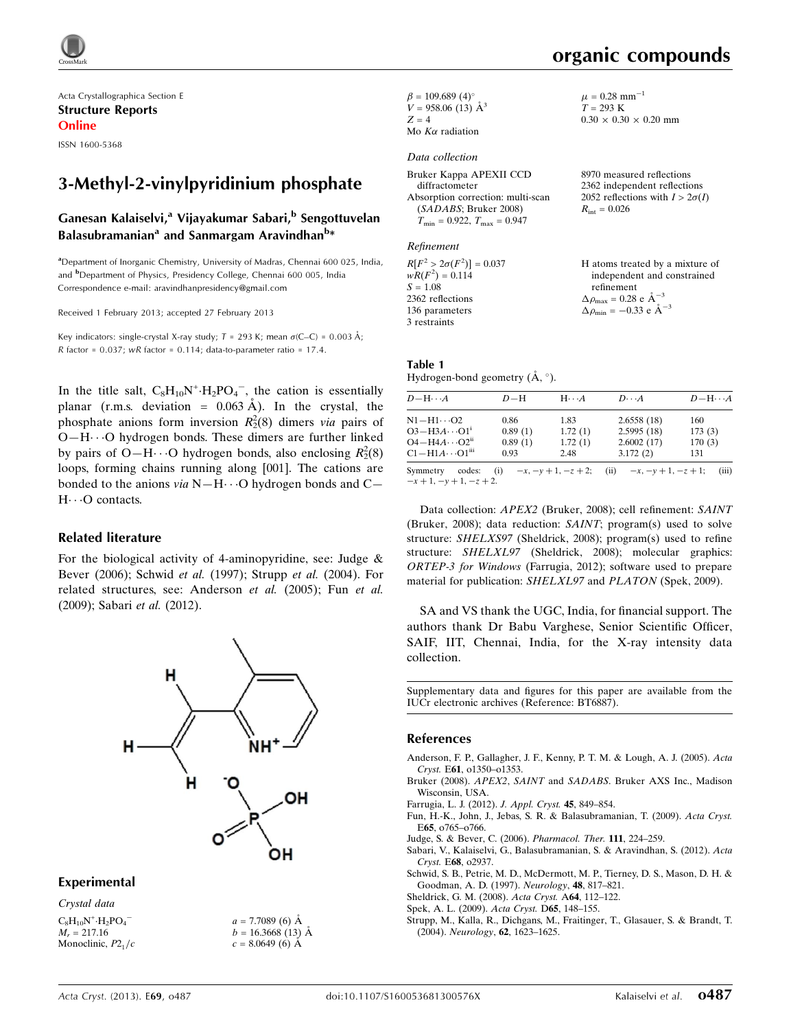# 3-Methyl-2-vinylpyridinium phosphate

**Ganesan Kalaiselvi,[a] Vijayakumar Sabari,[b] Sengottuvelan Balasubramanian[a] and Sanmargam Aravindhan[b]***

[a]Department of Inorganic Chemistry, University of Madras, Chennai 600 025, India, and [b]Department of Physics, Presidency College, Chennai 600 005, India
Correspondence e-mail: aravindhanpresidency@gmail.com

Received 1 February 2013; accepted 27 February 2013

Key indicators: single-crystal X-ray study; $T$ = 293 K; mean $\sigma$(C–C) = 0.003 Å; $R$ factor = 0.037; $wR$ factor = 0.114; data-to-parameter ratio = 17.4.

In the title salt, $C_8H_{10}N^+\cdot H_2PO_4^-$, the cation is essentially planar (r.m.s. deviation = 0.063 Å). In the crystal, the phosphate anions form inversion $R_2^2(8)$ dimers *via* pairs of O—H···O hydrogen bonds. These dimers are further linked by pairs of O—H···O hydrogen bonds, also enclosing $R_2^2(8)$ loops, forming chains running along [001]. The cations are bonded to the anions *via* N—H···O hydrogen bonds and C—H···O contacts.

## Related literature

For the biological activity of 4-aminopyridine, see: Judge & Bever (2006); Schwid *et al.* (1997); Strupp *et al.* (2004). For related structures, see: Anderson *et al.* (2005); Fun *et al.* (2009); Sabari *et al.* (2012).

## Experimental

### Crystal data

$C_8H_{10}N^+\cdot H_2PO_4^-$
$M_r$ = 217.16
Monoclinic, $P2_1/c$
$a$ = 7.7089 (6) Å
$b$ = 16.3668 (13) Å
$c$ = 8.0649 (6) Å
$\beta$ = 109.689 (4)°
$V$ = 958.06 (13) Å$^3$
$Z$ = 4
Mo $K\alpha$ radiation
$\mu$ = 0.28 mm$^{-1}$
$T$ = 293 K
0.30 × 0.30 × 0.20 mm

### Data collection

Bruker Kappa APEXII CCD diffractometer
Absorption correction: multi-scan (*SADABS*; Bruker 2008)
$T_{min}$ = 0.922, $T_{max}$ = 0.947
8970 measured reflections
2362 independent reflections
2052 reflections with $I > 2\sigma(I)$
$R_{int}$ = 0.026

### Refinement

$R[F^2 > 2\sigma(F^2)]$ = 0.037
$wR(F^2)$ = 0.114
$S$ = 1.08
2362 reflections
136 parameters
3 restraints
H atoms treated by a mixture of independent and constrained refinement
$\Delta\rho_{max}$ = 0.28 e Å$^{-3}$
$\Delta\rho_{min}$ = −0.33 e Å$^{-3}$

**Table 1**
Hydrogen-bond geometry (Å, °).

| $D$—H···$A$ | $D$—H | H···$A$ | $D$···$A$ | $D$—H···$A$ |
|---|---|---|---|---|
| N1—H1···O2 | 0.86 | 1.83 | 2.6558 (18) | 160 |
| O3—H3A···O1[i] | 0.89 (1) | 1.72 (1) | 2.5995 (18) | 173 (3) |
| O4—H4A···O2[ii] | 0.89 (1) | 1.72 (1) | 2.6002 (17) | 170 (3) |
| C1—H1A···O1[iii] | 0.93 | 2.48 | 3.172 (2) | 131 |

Symmetry codes: (i) $-x, -y+1, -z+2$; (ii) $-x, -y+1, -z+1$; (iii) $-x+1, -y+1, -z+2$.

Data collection: *APEX2* (Bruker, 2008); cell refinement: *SAINT* (Bruker, 2008); data reduction: *SAINT*; program(s) used to solve structure: *SHELXS97* (Sheldrick, 2008); program(s) used to refine structure: *SHELXL97* (Sheldrick, 2008); molecular graphics: *ORTEP-3 for Windows* (Farrugia, 2012); software used to prepare material for publication: *SHELXL97* and *PLATON* (Spek, 2009).

SA and VS thank the UGC, India, for financial support. The authors thank Dr Babu Varghese, Senior Scientific Officer, SAIF, IIT, Chennai, India, for the X-ray intensity data collection.

Supplementary data and figures for this paper are available from the IUCr electronic archives (Reference: BT6887).

## References

Anderson, F. P., Gallagher, J. F., Kenny, P. T. M. & Lough, A. J. (2005). *Acta Cryst.* E61, o1350–o1353.
Bruker (2008). *APEX2*, *SAINT* and *SADABS*. Bruker AXS Inc., Madison Wisconsin, USA.
Farrugia, L. J. (2012). *J. Appl. Cryst.* **45**, 849–854.
Fun, H.-K., John, J., Jebas, S. R. & Balasubramanian, T. (2009). *Acta Cryst.* E65, o765–o766.
Judge, S. & Bever, C. (2006). *Pharmacol. Ther.* **111**, 224–259.
Sabari, V., Kalaiselvi, G., Balasubramanian, S. & Aravindhan, S. (2012). *Acta Cryst.* E68, o2937.
Schwid, S. B., Petrie, M. D., McDermott, M. P., Tierney, D. S., Mason, D. H. & Goodman, A. D. (1997). *Neurology*, **48**, 817–821.
Sheldrick, G. M. (2008). *Acta Cryst.* A64, 112–122.
Spek, A. L. (2009). *Acta Cryst.* D65, 148–155.
Strupp, M., Kalla, R., Dichgans, M., Fraitinger, T., Glasauer, S. & Brandt, T. (2004). *Neurology*, **62**, 1623–1625.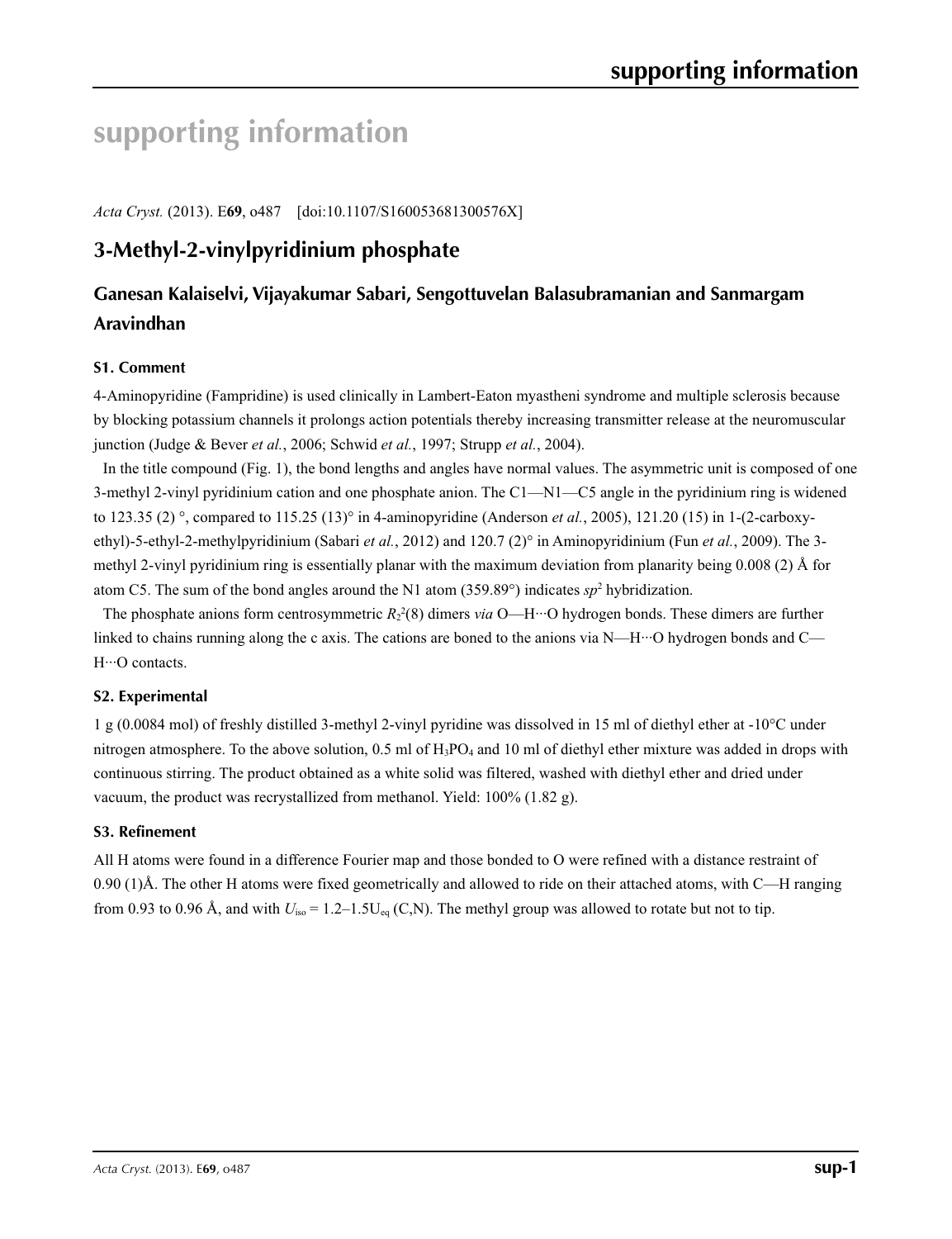# supporting information

*Acta Cryst.* (2013). E**69**, o487 [doi:10.1107/S160053681300576X]

## 3-Methyl-2-vinylpyridinium phosphate

### Ganesan Kalaiselvi, Vijayakumar Sabari, Sengottuvelan Balasubramanian and Sanmargam Aravindhan

### S1. Comment

4-Aminopyridine (Fampridine) is used clinically in Lambert-Eaton myastheni syndrome and multiple sclerosis because by blocking potassium channels it prolongs action potentials thereby increasing transmitter release at the neuromuscular junction (Judge & Bever *et al.*, 2006; Schwid *et al.*, 1997; Strupp *et al.*, 2004).

In the title compound (Fig. 1), the bond lengths and angles have normal values. The asymmetric unit is composed of one 3-methyl 2-vinyl pyridinium cation and one phosphate anion. The C1—N1—C5 angle in the pyridinium ring is widened to 123.35 (2) °, compared to 115.25 (13)° in 4-aminopyridine (Anderson *et al.*, 2005), 121.20 (15) in 1-(2-carboxy-ethyl)-5-ethyl-2-methylpyridinium (Sabari *et al.*, 2012) and 120.7 (2)° in Aminopyridinium (Fun *et al.*, 2009). The 3-methyl 2-vinyl pyridinium ring is essentially planar with the maximum deviation from planarity being 0.008 (2) Å for atom C5. The sum of the bond angles around the N1 atom (359.89°) indicates $sp^2$ hybridization.

The phosphate anions form centrosymmetric $R_2^2(8)$ dimers *via* O—H···O hydrogen bonds. These dimers are further linked to chains running along the c axis. The cations are boned to the anions via N—H···O hydrogen bonds and C—H···O contacts.

### S2. Experimental

1 g (0.0084 mol) of freshly distilled 3-methyl 2-vinyl pyridine was dissolved in 15 ml of diethyl ether at -10°C under nitrogen atmosphere. To the above solution, 0.5 ml of $H_3PO_4$ and 10 ml of diethyl ether mixture was added in drops with continuous stirring. The product obtained as a white solid was filtered, washed with diethyl ether and dried under vacuum, the product was recrystallized from methanol. Yield: 100% (1.82 g).

### S3. Refinement

All H atoms were found in a difference Fourier map and those bonded to O were refined with a distance restraint of 0.90 (1)Å. The other H atoms were fixed geometrically and allowed to ride on their attached atoms, with C—H ranging from 0.93 to 0.96 Å, and with $U_{iso}$ = 1.2–1.5$U_{eq}$ (C,N). The methyl group was allowed to rotate but not to tip.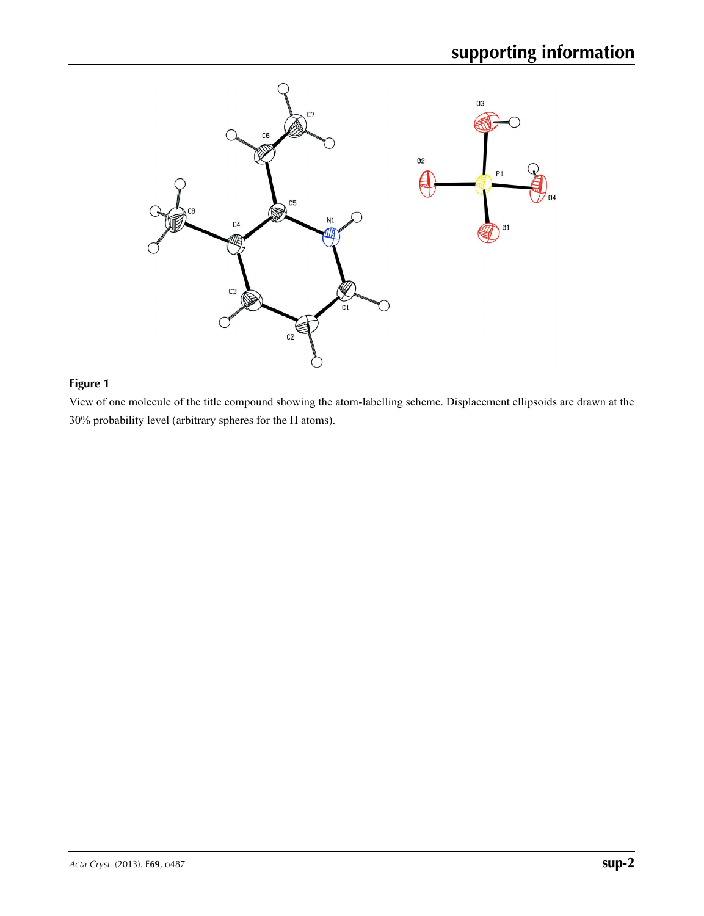**Figure 1**

View of one molecule of the title compound showing the atom-labelling scheme. Displacement ellipsoids are drawn at the 30% probability level (arbitrary spheres for the H atoms).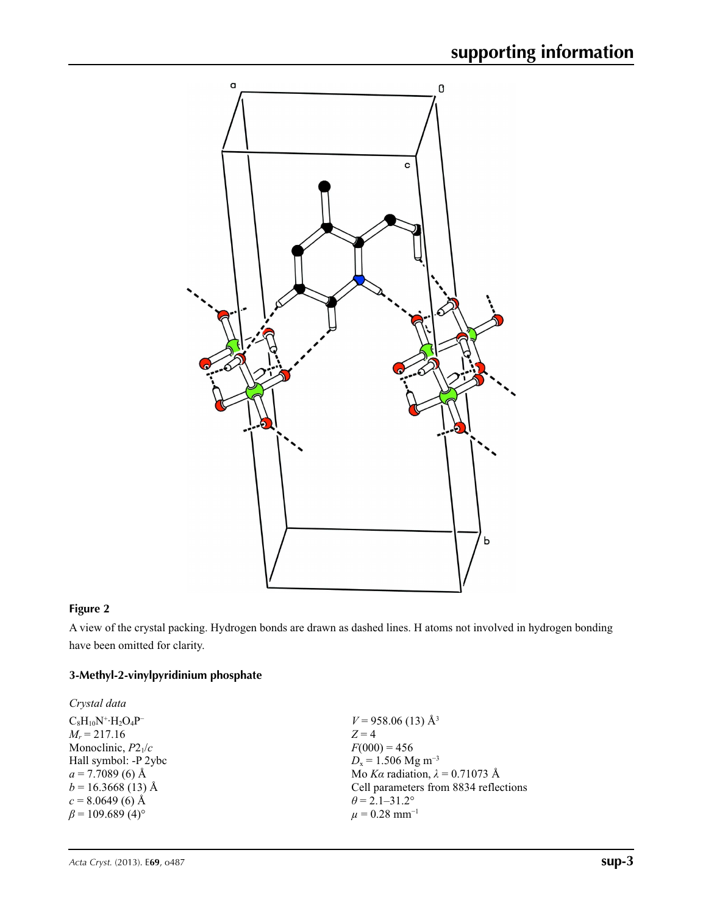**Figure 2**

A view of the crystal packing. Hydrogen bonds are drawn as dashed lines. H atoms not involved in hydrogen bonding have been omitted for clarity.

### 3-Methyl-2-vinylpyridinium phosphate

*Crystal data*

$C_8H_{10}N^+ \cdot H_2O_4P^-$
$M_r = 217.16$
Monoclinic, $P2_1/c$
Hall symbol: -P 2ybc
$a = 7.7089$ (6) Å
$b = 16.3668$ (13) Å
$c = 8.0649$ (6) Å
$\beta = 109.689$ (4)°
$V = 958.06$ (13) Å$^3$
$Z = 4$
$F(000) = 456$
$D_x = 1.506$ Mg m$^{-3}$
Mo $K\alpha$ radiation, $\lambda = 0.71073$ Å
Cell parameters from 8834 reflections
$\theta = 2.1$–$31.2°$
$\mu = 0.28$ mm$^{-1}$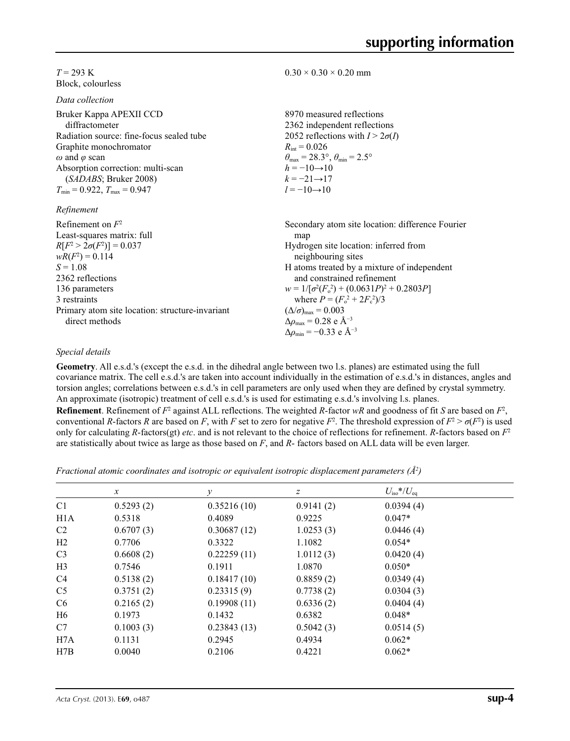$T$ = 293 K
Block, colourless

$0.30 \times 0.30 \times 0.20$ mm

*Data collection*

Bruker Kappa APEXII CCD diffractometer
Radiation source: fine-focus sealed tube
Graphite monochromator
$\omega$ and $\varphi$ scan
Absorption correction: multi-scan (*SADABS*; Bruker 2008)
$T_{min}$ = 0.922, $T_{max}$ = 0.947

8970 measured reflections
2362 independent reflections
2052 reflections with $I > 2\sigma(I)$
$R_{int}$ = 0.026
$\theta_{max}$ = 28.3°, $\theta_{min}$ = 2.5°
$h = -10 \rightarrow 10$
$k = -21 \rightarrow 17$
$l = -10 \rightarrow 10$

*Refinement*

Refinement on $F^2$
Least-squares matrix: full
$R[F^2 > 2\sigma(F^2)]$ = 0.037
$wR(F^2)$ = 0.114
$S$ = 1.08
2362 reflections
136 parameters
3 restraints
Primary atom site location: structure-invariant direct methods

Secondary atom site location: difference Fourier map
Hydrogen site location: inferred from neighbouring sites
H atoms treated by a mixture of independent and constrained refinement
$w = 1/[\sigma^2(F_o^2) + (0.0631P)^2 + 0.2803P]$ where $P = (F_o^2 + 2F_c^2)/3$
$(\Delta/\sigma)_{max}$ = 0.003
$\Delta\rho_{max}$ = 0.28 e Å$^{-3}$
$\Delta\rho_{min}$ = −0.33 e Å$^{-3}$

*Special details*

**Geometry**. All e.s.d.'s (except the e.s.d. in the dihedral angle between two l.s. planes) are estimated using the full covariance matrix. The cell e.s.d.'s are taken into account individually in the estimation of e.s.d.'s in distances, angles and torsion angles; correlations between e.s.d.'s in cell parameters are only used when they are defined by crystal symmetry. An approximate (isotropic) treatment of cell e.s.d.'s is used for estimating e.s.d.'s involving l.s. planes.

**Refinement**. Refinement of $F^2$ against ALL reflections. The weighted $R$-factor $wR$ and goodness of fit $S$ are based on $F^2$, conventional $R$-factors $R$ are based on $F$, with $F$ set to zero for negative $F^2$. The threshold expression of $F^2 > \sigma(F^2)$ is used only for calculating $R$-factors(gt) *etc*. and is not relevant to the choice of reflections for refinement. $R$-factors based on $F^2$ are statistically about twice as large as those based on $F$, and $R$- factors based on ALL data will be even larger.

*Fractional atomic coordinates and isotropic or equivalent isotropic displacement parameters (Å$^2$)*

| | $x$ | $y$ | $z$ | $U_{iso}$*/$U_{eq}$ |
|---|---|---|---|---|
| C1 | 0.5293 (2) | 0.35216 (10) | 0.9141 (2) | 0.0394 (4) |
| H1A | 0.5318 | 0.4089 | 0.9225 | 0.047* |
| C2 | 0.6707 (3) | 0.30687 (12) | 1.0253 (3) | 0.0446 (4) |
| H2 | 0.7706 | 0.3322 | 1.1082 | 0.054* |
| C3 | 0.6608 (2) | 0.22259 (11) | 1.0112 (3) | 0.0420 (4) |
| H3 | 0.7546 | 0.1911 | 1.0870 | 0.050* |
| C4 | 0.5138 (2) | 0.18417 (10) | 0.8859 (2) | 0.0349 (4) |
| C5 | 0.3751 (2) | 0.23315 (9) | 0.7738 (2) | 0.0304 (3) |
| C6 | 0.2165 (2) | 0.19908 (11) | 0.6336 (2) | 0.0404 (4) |
| H6 | 0.1973 | 0.1432 | 0.6382 | 0.048* |
| C7 | 0.1003 (3) | 0.23843 (13) | 0.5042 (3) | 0.0514 (5) |
| H7A | 0.1131 | 0.2945 | 0.4934 | 0.062* |
| H7B | 0.0040 | 0.2106 | 0.4221 | 0.062* |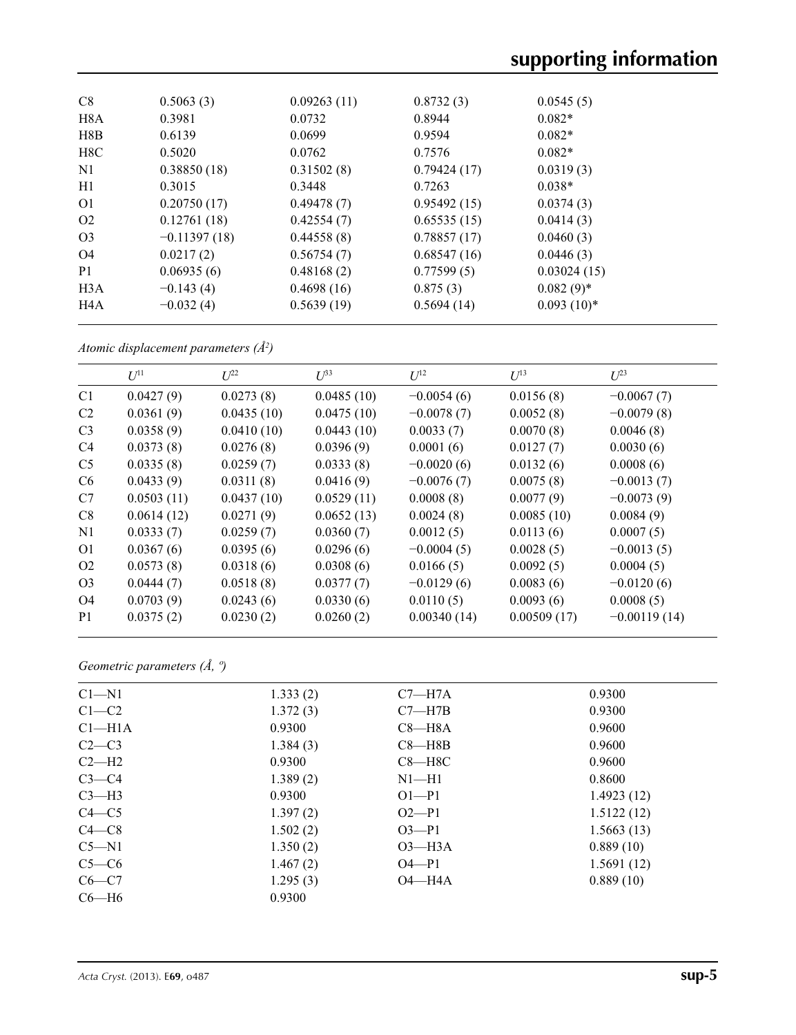| | | | | |
|---|---|---|---|---|
| C8 | 0.5063 (3) | 0.09263 (11) | 0.8732 (3) | 0.0545 (5) |
| H8A | 0.3981 | 0.0732 | 0.8944 | 0.082* |
| H8B | 0.6139 | 0.0699 | 0.9594 | 0.082* |
| H8C | 0.5020 | 0.0762 | 0.7576 | 0.082* |
| N1 | 0.38850 (18) | 0.31502 (8) | 0.79424 (17) | 0.0319 (3) |
| H1 | 0.3015 | 0.3448 | 0.7263 | 0.038* |
| O1 | 0.20750 (17) | 0.49478 (7) | 0.95492 (15) | 0.0374 (3) |
| O2 | 0.12761 (18) | 0.42554 (7) | 0.65535 (15) | 0.0414 (3) |
| O3 | −0.11397 (18) | 0.44558 (8) | 0.78857 (17) | 0.0460 (3) |
| O4 | 0.0217 (2) | 0.56754 (7) | 0.68547 (16) | 0.0446 (3) |
| P1 | 0.06935 (6) | 0.48168 (2) | 0.77599 (5) | 0.03024 (15) |
| H3A | −0.143 (4) | 0.4698 (16) | 0.875 (3) | 0.082 (9)* |
| H4A | −0.032 (4) | 0.5639 (19) | 0.5694 (14) | 0.093 (10)* |

*Atomic displacement parameters (Å²)*

| | $U^{11}$ | $U^{22}$ | $U^{33}$ | $U^{12}$ | $U^{13}$ | $U^{23}$ |
|---|---|---|---|---|---|---|
| C1 | 0.0427 (9) | 0.0273 (8) | 0.0485 (10) | −0.0054 (6) | 0.0156 (8) | −0.0067 (7) |
| C2 | 0.0361 (9) | 0.0435 (10) | 0.0475 (10) | −0.0078 (7) | 0.0052 (8) | −0.0079 (8) |
| C3 | 0.0358 (9) | 0.0410 (10) | 0.0443 (10) | 0.0033 (7) | 0.0070 (8) | 0.0046 (8) |
| C4 | 0.0373 (8) | 0.0276 (8) | 0.0396 (9) | 0.0001 (6) | 0.0127 (7) | 0.0030 (6) |
| C5 | 0.0335 (8) | 0.0259 (7) | 0.0333 (8) | −0.0020 (6) | 0.0132 (6) | 0.0008 (6) |
| C6 | 0.0433 (9) | 0.0311 (8) | 0.0416 (9) | −0.0076 (7) | 0.0075 (8) | −0.0013 (7) |
| C7 | 0.0503 (11) | 0.0437 (10) | 0.0529 (11) | 0.0008 (8) | 0.0077 (9) | −0.0073 (9) |
| C8 | 0.0614 (12) | 0.0271 (9) | 0.0652 (13) | 0.0024 (8) | 0.0085 (10) | 0.0084 (9) |
| N1 | 0.0333 (7) | 0.0259 (7) | 0.0360 (7) | 0.0012 (5) | 0.0113 (6) | 0.0007 (5) |
| O1 | 0.0367 (6) | 0.0395 (6) | 0.0296 (6) | −0.0004 (5) | 0.0028 (5) | −0.0013 (5) |
| O2 | 0.0573 (8) | 0.0318 (6) | 0.0308 (6) | 0.0166 (5) | 0.0092 (5) | 0.0004 (5) |
| O3 | 0.0444 (7) | 0.0518 (8) | 0.0377 (7) | −0.0129 (6) | 0.0083 (6) | −0.0120 (6) |
| O4 | 0.0703 (9) | 0.0243 (6) | 0.0330 (6) | 0.0110 (5) | 0.0093 (6) | 0.0008 (5) |
| P1 | 0.0375 (2) | 0.0230 (2) | 0.0260 (2) | 0.00340 (14) | 0.00509 (17) | −0.00119 (14) |

*Geometric parameters (Å, º)*

| | | | |
|---|---|---|---|
| C1—N1 | 1.333 (2) | C7—H7A | 0.9300 |
| C1—C2 | 1.372 (3) | C7—H7B | 0.9300 |
| C1—H1A | 0.9300 | C8—H8A | 0.9600 |
| C2—C3 | 1.384 (3) | C8—H8B | 0.9600 |
| C2—H2 | 0.9300 | C8—H8C | 0.9600 |
| C3—C4 | 1.389 (2) | N1—H1 | 0.8600 |
| C3—H3 | 0.9300 | O1—P1 | 1.4923 (12) |
| C4—C5 | 1.397 (2) | O2—P1 | 1.5122 (12) |
| C4—C8 | 1.502 (2) | O3—P1 | 1.5663 (13) |
| C5—N1 | 1.350 (2) | O3—H3A | 0.889 (10) |
| C5—C6 | 1.467 (2) | O4—P1 | 1.5691 (12) |
| C6—C7 | 1.295 (3) | O4—H4A | 0.889 (10) |
| C6—H6 | 0.9300 | | |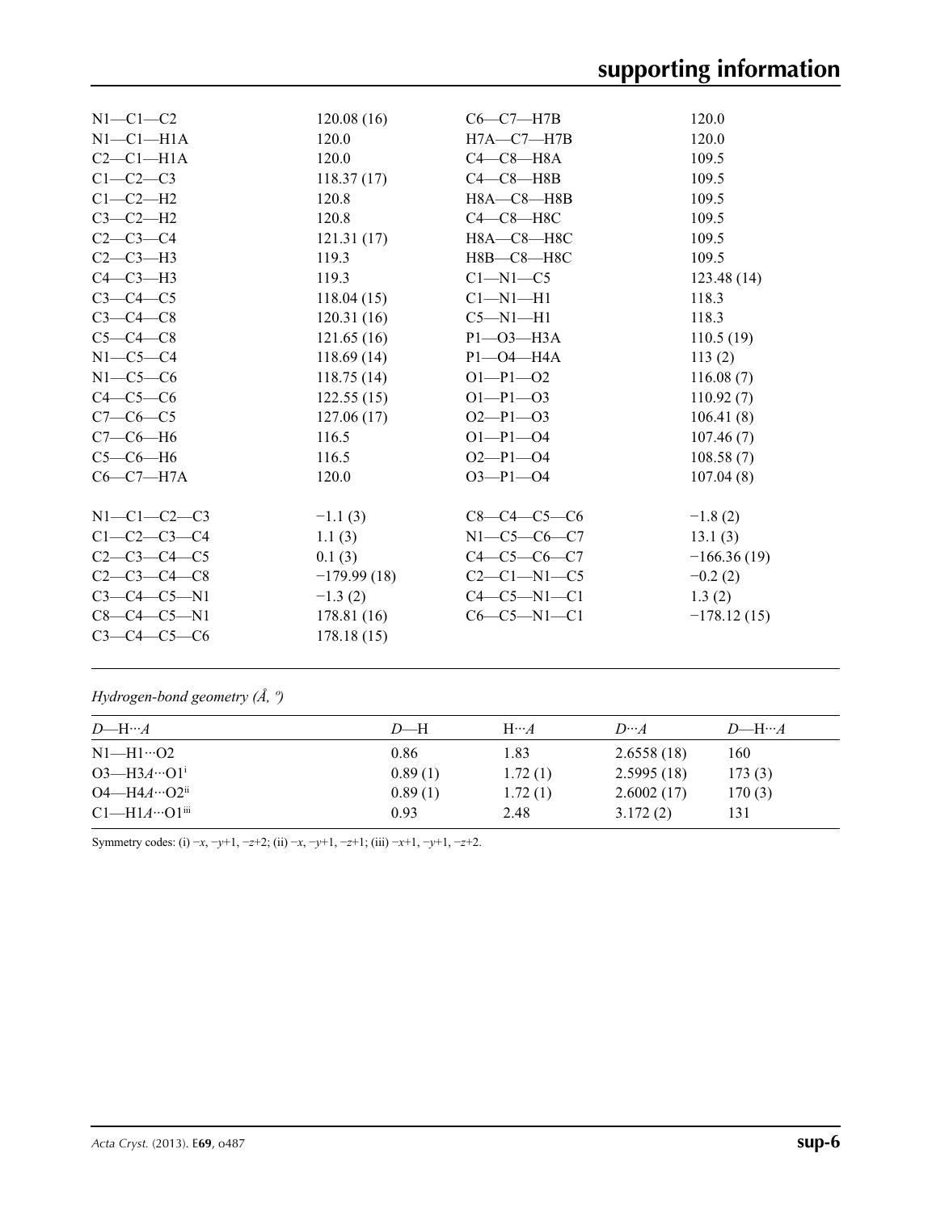| | | | |
|---|---|---|---|
| N1—C1—C2 | 120.08 (16) | C6—C7—H7B | 120.0 |
| N1—C1—H1A | 120.0 | H7A—C7—H7B | 120.0 |
| C2—C1—H1A | 120.0 | C4—C8—H8A | 109.5 |
| C1—C2—C3 | 118.37 (17) | C4—C8—H8B | 109.5 |
| C1—C2—H2 | 120.8 | H8A—C8—H8B | 109.5 |
| C3—C2—H2 | 120.8 | C4—C8—H8C | 109.5 |
| C2—C3—C4 | 121.31 (17) | H8A—C8—H8C | 109.5 |
| C2—C3—H3 | 119.3 | H8B—C8—H8C | 109.5 |
| C4—C3—H3 | 119.3 | C1—N1—C5 | 123.48 (14) |
| C3—C4—C5 | 118.04 (15) | C1—N1—H1 | 118.3 |
| C3—C4—C8 | 120.31 (16) | C5—N1—H1 | 118.3 |
| C5—C4—C8 | 121.65 (16) | P1—O3—H3A | 110.5 (19) |
| N1—C5—C4 | 118.69 (14) | P1—O4—H4A | 113 (2) |
| N1—C5—C6 | 118.75 (14) | O1—P1—O2 | 116.08 (7) |
| C4—C5—C6 | 122.55 (15) | O1—P1—O3 | 110.92 (7) |
| C7—C6—C5 | 127.06 (17) | O2—P1—O3 | 106.41 (8) |
| C7—C6—H6 | 116.5 | O1—P1—O4 | 107.46 (7) |
| C5—C6—H6 | 116.5 | O2—P1—O4 | 108.58 (7) |
| C6—C7—H7A | 120.0 | O3—P1—O4 | 107.04 (8) |
| | | | |
| N1—C1—C2—C3 | −1.1 (3) | C8—C4—C5—C6 | −1.8 (2) |
| C1—C2—C3—C4 | 1.1 (3) | N1—C5—C6—C7 | 13.1 (3) |
| C2—C3—C4—C5 | 0.1 (3) | C4—C5—C6—C7 | −166.36 (19) |
| C2—C3—C4—C8 | −179.99 (18) | C2—C1—N1—C5 | −0.2 (2) |
| C3—C4—C5—N1 | −1.3 (2) | C4—C5—N1—C1 | 1.3 (2) |
| C8—C4—C5—N1 | 178.81 (16) | C6—C5—N1—C1 | −178.12 (15) |
| C3—C4—C5—C6 | 178.18 (15) | | |

*Hydrogen-bond geometry (Å, º)*

| *D*—H···*A* | *D*—H | H···*A* | *D*···*A* | *D*—H···*A* |
|---|---|---|---|---|
| N1—H1···O2 | 0.86 | 1.83 | 2.6558 (18) | 160 |
| O3—H3*A*···O1[i] | 0.89 (1) | 1.72 (1) | 2.5995 (18) | 173 (3) |
| O4—H4*A*···O2[ii] | 0.89 (1) | 1.72 (1) | 2.6002 (17) | 170 (3) |
| C1—H1*A*···O1[iii] | 0.93 | 2.48 | 3.172 (2) | 131 |

Symmetry codes: (i) −*x*, −*y*+1, −*z*+2; (ii) −*x*, −*y*+1, −*z*+1; (iii) −*x*+1, −*y*+1, −*z*+2.